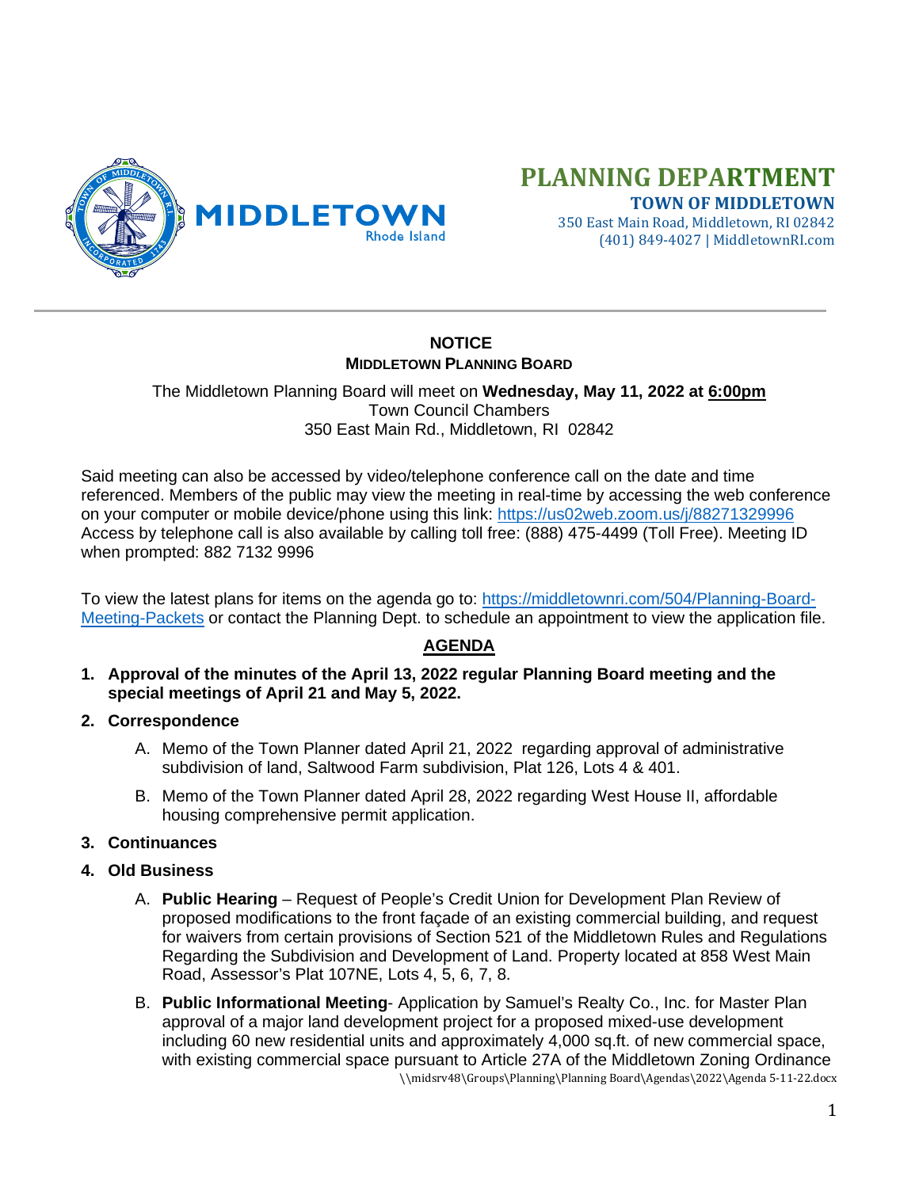MIDDLETOWN Rhode Island

# PLANNING DEPARTMENT

**TOWN OF MIDDLETOWN**
350 East Main Road, Middletown, RI 02842
(401) 849-4027 | MiddletownRI.com

---

## NOTICE

### MIDDLETOWN PLANNING BOARD

The Middletown Planning Board will meet on **Wednesday, May 11, 2022 at 6:00pm**
Town Council Chambers
350 East Main Rd., Middletown, RI 02842

Said meeting can also be accessed by video/telephone conference call on the date and time referenced. Members of the public may view the meeting in real-time by accessing the web conference on your computer or mobile device/phone using this link: https://us02web.zoom.us/j/88271329996
Access by telephone call is also available by calling toll free: (888) 475-4499 (Toll Free). Meeting ID when prompted: 882 7132 9996

To view the latest plans for items on the agenda go to: https://middletownri.com/504/Planning-Board-Meeting-Packets or contact the Planning Dept. to schedule an appointment to view the application file.

## AGENDA

1. **Approval of the minutes of the April 13, 2022 regular Planning Board meeting and the special meetings of April 21 and May 5, 2022.**

2. **Correspondence**
   - A. Memo of the Town Planner dated April 21, 2022 regarding approval of administrative subdivision of land, Saltwood Farm subdivision, Plat 126, Lots 4 & 401.
   - B. Memo of the Town Planner dated April 28, 2022 regarding West House II, affordable housing comprehensive permit application.

3. **Continuances**

4. **Old Business**
   - A. **Public Hearing** – Request of People's Credit Union for Development Plan Review of proposed modifications to the front façade of an existing commercial building, and request for waivers from certain provisions of Section 521 of the Middletown Rules and Regulations Regarding the Subdivision and Development of Land. Property located at 858 West Main Road, Assessor's Plat 107NE, Lots 4, 5, 6, 7, 8.
   - B. **Public Informational Meeting**- Application by Samuel's Realty Co., Inc. for Master Plan approval of a major land development project for a proposed mixed-use development including 60 new residential units and approximately 4,000 sq.ft. of new commercial space, with existing commercial space pursuant to Article 27A of the Middletown Zoning Ordinance

\\midsrv48\Groups\Planning\Planning Board\Agendas\2022\Agenda 5-11-22.docx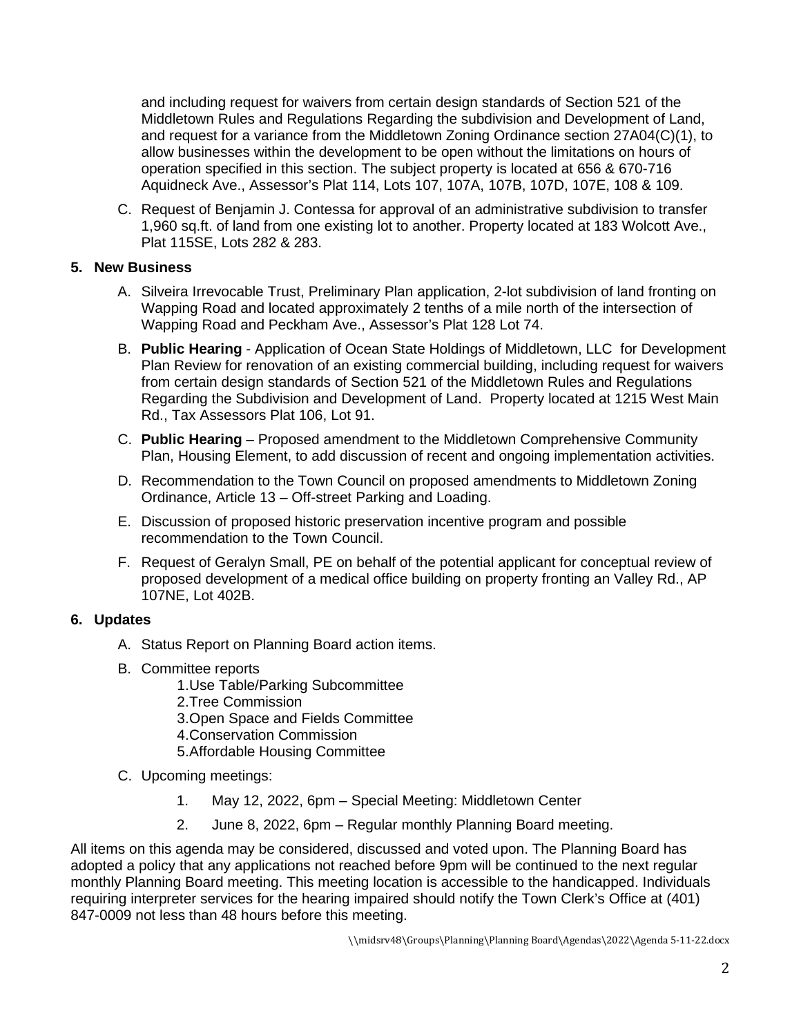and including request for waivers from certain design standards of Section 521 of the Middletown Rules and Regulations Regarding the subdivision and Development of Land, and request for a variance from the Middletown Zoning Ordinance section 27A04(C)(1), to allow businesses within the development to be open without the limitations on hours of operation specified in this section. The subject property is located at 656 & 670-716 Aquidneck Ave., Assessor's Plat 114, Lots 107, 107A, 107B, 107D, 107E, 108 & 109.

C. Request of Benjamin J. Contessa for approval of an administrative subdivision to transfer 1,960 sq.ft. of land from one existing lot to another. Property located at 183 Wolcott Ave., Plat 115SE, Lots 282 & 283.

**5. New Business**

A. Silveira Irrevocable Trust, Preliminary Plan application, 2-lot subdivision of land fronting on Wapping Road and located approximately 2 tenths of a mile north of the intersection of Wapping Road and Peckham Ave., Assessor's Plat 128 Lot 74.

B. **Public Hearing** - Application of Ocean State Holdings of Middletown, LLC for Development Plan Review for renovation of an existing commercial building, including request for waivers from certain design standards of Section 521 of the Middletown Rules and Regulations Regarding the Subdivision and Development of Land. Property located at 1215 West Main Rd., Tax Assessors Plat 106, Lot 91.

C. **Public Hearing** – Proposed amendment to the Middletown Comprehensive Community Plan, Housing Element, to add discussion of recent and ongoing implementation activities.

D. Recommendation to the Town Council on proposed amendments to Middletown Zoning Ordinance, Article 13 – Off-street Parking and Loading.

E. Discussion of proposed historic preservation incentive program and possible recommendation to the Town Council.

F. Request of Geralyn Small, PE on behalf of the potential applicant for conceptual review of proposed development of a medical office building on property fronting an Valley Rd., AP 107NE, Lot 402B.

**6. Updates**

A. Status Report on Planning Board action items.

B. Committee reports
   1. Use Table/Parking Subcommittee
   2. Tree Commission
   3. Open Space and Fields Committee
   4. Conservation Commission
   5. Affordable Housing Committee

C. Upcoming meetings:
   1. May 12, 2022, 6pm – Special Meeting: Middletown Center
   2. June 8, 2022, 6pm – Regular monthly Planning Board meeting.

All items on this agenda may be considered, discussed and voted upon. The Planning Board has adopted a policy that any applications not reached before 9pm will be continued to the next regular monthly Planning Board meeting. This meeting location is accessible to the handicapped. Individuals requiring interpreter services for the hearing impaired should notify the Town Clerk's Office at (401) 847-0009 not less than 48 hours before this meeting.

\\midsrv48\Groups\Planning\Planning Board\Agendas\2022\Agenda 5-11-22.docx